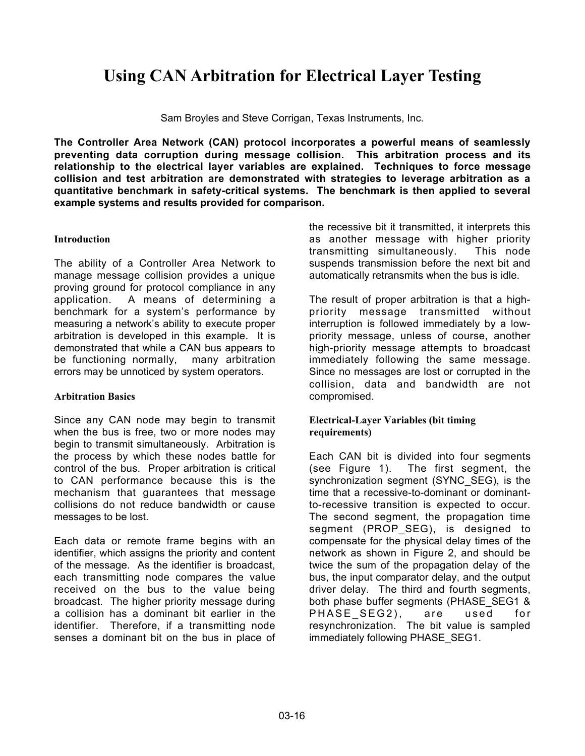# Using CAN Arbitration for Electrical Layer Testing

Sam Broyles and Steve Corrigan, Texas Instruments, Inc.

**The Controller Area Network (CAN) protocol incorporates a powerful means of seamlessly preventing data corruption during message collision. This arbitration process and its relationship to the electrical layer variables are explained. Techniques to force message collision and test arbitration are demonstrated with strategies to leverage arbitration as a quantitative benchmark in safety-critical systems. The benchmark is then applied to several example systems and results provided for comparison.**

### Introduction

The ability of a Controller Area Network to manage message collision provides a unique proving ground for protocol compliance in any application. A means of determining a benchmark for a system's performance by measuring a network's ability to execute proper arbitration is developed in this example. It is demonstrated that while a CAN bus appears to be functioning normally, many arbitration errors may be unnoticed by system operators.

### Arbitration Basics

Since any CAN node may begin to transmit when the bus is free, two or more nodes may begin to transmit simultaneously. Arbitration is the process by which these nodes battle for control of the bus. Proper arbitration is critical to CAN performance because this is the mechanism that guarantees that message collisions do not reduce bandwidth or cause messages to be lost.

Each data or remote frame begins with an identifier, which assigns the priority and content of the message. As the identifier is broadcast, each transmitting node compares the value received on the bus to the value being broadcast. The higher priority message during a collision has a dominant bit earlier in the identifier. Therefore, if a transmitting node senses a dominant bit on the bus in place of the recessive bit it transmitted, it interprets this as another message with higher priority transmitting simultaneously. This node suspends transmission before the next bit and automatically retransmits when the bus is idle.

The result of proper arbitration is that a high-priority message transmitted without interruption is followed immediately by a low-priority message, unless of course, another high-priority message attempts to broadcast immediately following the same message. Since no messages are lost or corrupted in the collision, data and bandwidth are not compromised.

### Electrical-Layer Variables (bit timing requirements)

Each CAN bit is divided into four segments (see Figure 1). The first segment, the synchronization segment (SYNC_SEG), is the time that a recessive-to-dominant or dominant-to-recessive transition is expected to occur. The second segment, the propagation time segment (PROP_SEG), is designed to compensate for the physical delay times of the network as shown in Figure 2, and should be twice the sum of the propagation delay of the bus, the input comparator delay, and the output driver delay. The third and fourth segments, both phase buffer segments (PHASE_SEG1 & PHASE_SEG2), are used for resynchronization. The bit value is sampled immediately following PHASE_SEG1.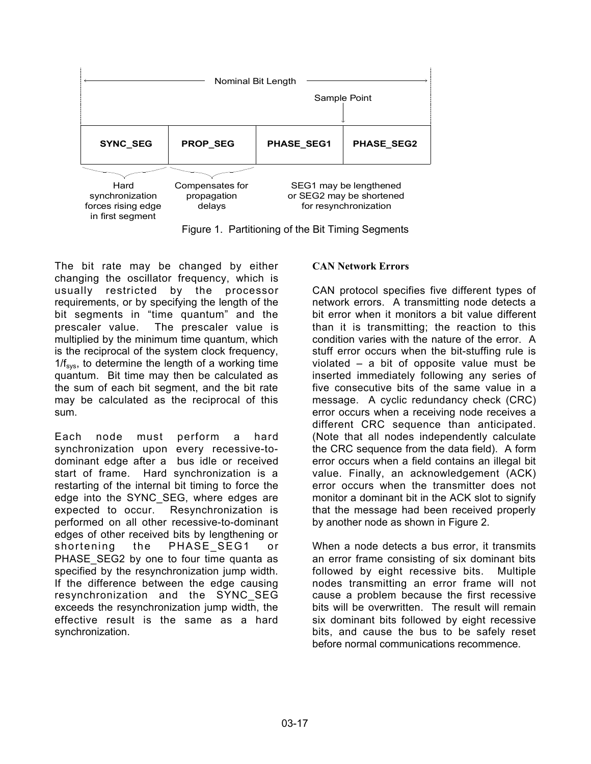| Nominal Bit Length | | | |
| --- | --- | --- | --- |
| | | Sample Point ↓ | |
| **SYNC_SEG** | **PROP_SEG** | **PHASE_SEG1** | **PHASE_SEG2** |
| Hard synchronization forces rising edge in first segment | Compensates for propagation delays | SEG1 may be lengthened or SEG2 may be shortened for resynchronization | |

Figure 1. Partitioning of the Bit Timing Segments

The bit rate may be changed by either changing the oscillator frequency, which is usually restricted by the processor requirements, or by specifying the length of the bit segments in "time quantum" and the prescaler value. The prescaler value is multiplied by the minimum time quantum, which is the reciprocal of the system clock frequency, $1/f_{sys}$, to determine the length of a working time quantum. Bit time may then be calculated as the sum of each bit segment, and the bit rate may be calculated as the reciprocal of this sum.

Each node must perform a hard synchronization upon every recessive-to-dominant edge after a bus idle or received start of frame. Hard synchronization is a restarting of the internal bit timing to force the edge into the SYNC_SEG, where edges are expected to occur. Resynchronization is performed on all other recessive-to-dominant edges of other received bits by lengthening or shortening the PHASE_SEG1 or PHASE_SEG2 by one to four time quanta as specified by the resynchronization jump width. If the difference between the edge causing resynchronization and the SYNC_SEG exceeds the resynchronization jump width, the effective result is the same as a hard synchronization.

**CAN Network Errors**

CAN protocol specifies five different types of network errors. A transmitting node detects a bit error when it monitors a bit value different than it is transmitting; the reaction to this condition varies with the nature of the error. A stuff error occurs when the bit-stuffing rule is violated – a bit of opposite value must be inserted immediately following any series of five consecutive bits of the same value in a message. A cyclic redundancy check (CRC) error occurs when a receiving node receives a different CRC sequence than anticipated. (Note that all nodes independently calculate the CRC sequence from the data field). A form error occurs when a field contains an illegal bit value. Finally, an acknowledgement (ACK) error occurs when the transmitter does not monitor a dominant bit in the ACK slot to signify that the message had been received properly by another node as shown in Figure 2.

When a node detects a bus error, it transmits an error frame consisting of six dominant bits followed by eight recessive bits. Multiple nodes transmitting an error frame will not cause a problem because the first recessive bits will be overwritten. The result will remain six dominant bits followed by eight recessive bits, and cause the bus to be safely reset before normal communications recommence.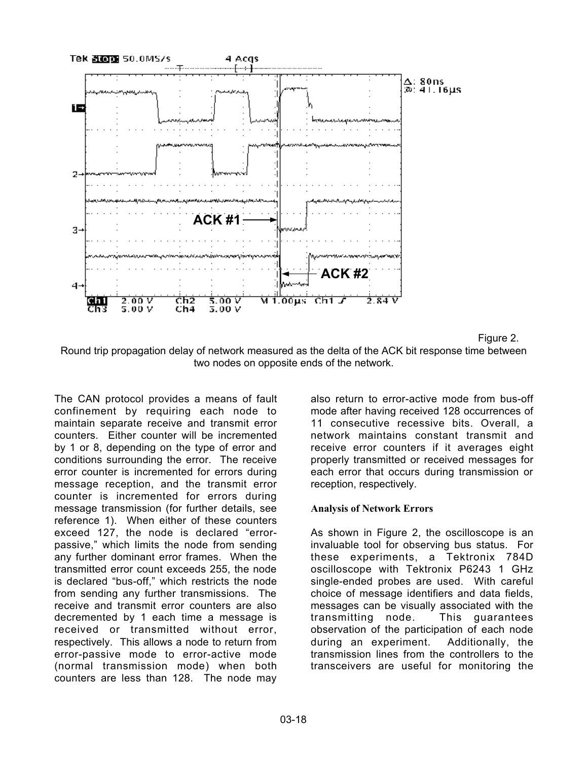Figure 2.
Round trip propagation delay of network measured as the delta of the ACK bit response time between two nodes on opposite ends of the network.

The CAN protocol provides a means of fault confinement by requiring each node to maintain separate receive and transmit error counters. Either counter will be incremented by 1 or 8, depending on the type of error and conditions surrounding the error. The receive error counter is incremented for errors during message reception, and the transmit error counter is incremented for errors during message transmission (for further details, see reference 1). When either of these counters exceed 127, the node is declared "error-passive," which limits the node from sending any further dominant error frames. When the transmitted error count exceeds 255, the node is declared "bus-off," which restricts the node from sending any further transmissions. The receive and transmit error counters are also decremented by 1 each time a message is received or transmitted without error, respectively. This allows a node to return from error-passive mode to error-active mode (normal transmission mode) when both counters are less than 128. The node may also return to error-active mode from bus-off mode after having received 128 occurrences of 11 consecutive recessive bits. Overall, a network maintains constant transmit and receive error counters if it averages eight properly transmitted or received messages for each error that occurs during transmission or reception, respectively.

### Analysis of Network Errors

As shown in Figure 2, the oscilloscope is an invaluable tool for observing bus status. For these experiments, a Tektronix 784D oscilloscope with Tektronix P6243 1 GHz single-ended probes are used. With careful choice of message identifiers and data fields, messages can be visually associated with the transmitting node. This guarantees observation of the participation of each node during an experiment. Additionally, the transmission lines from the controllers to the transceivers are useful for monitoring the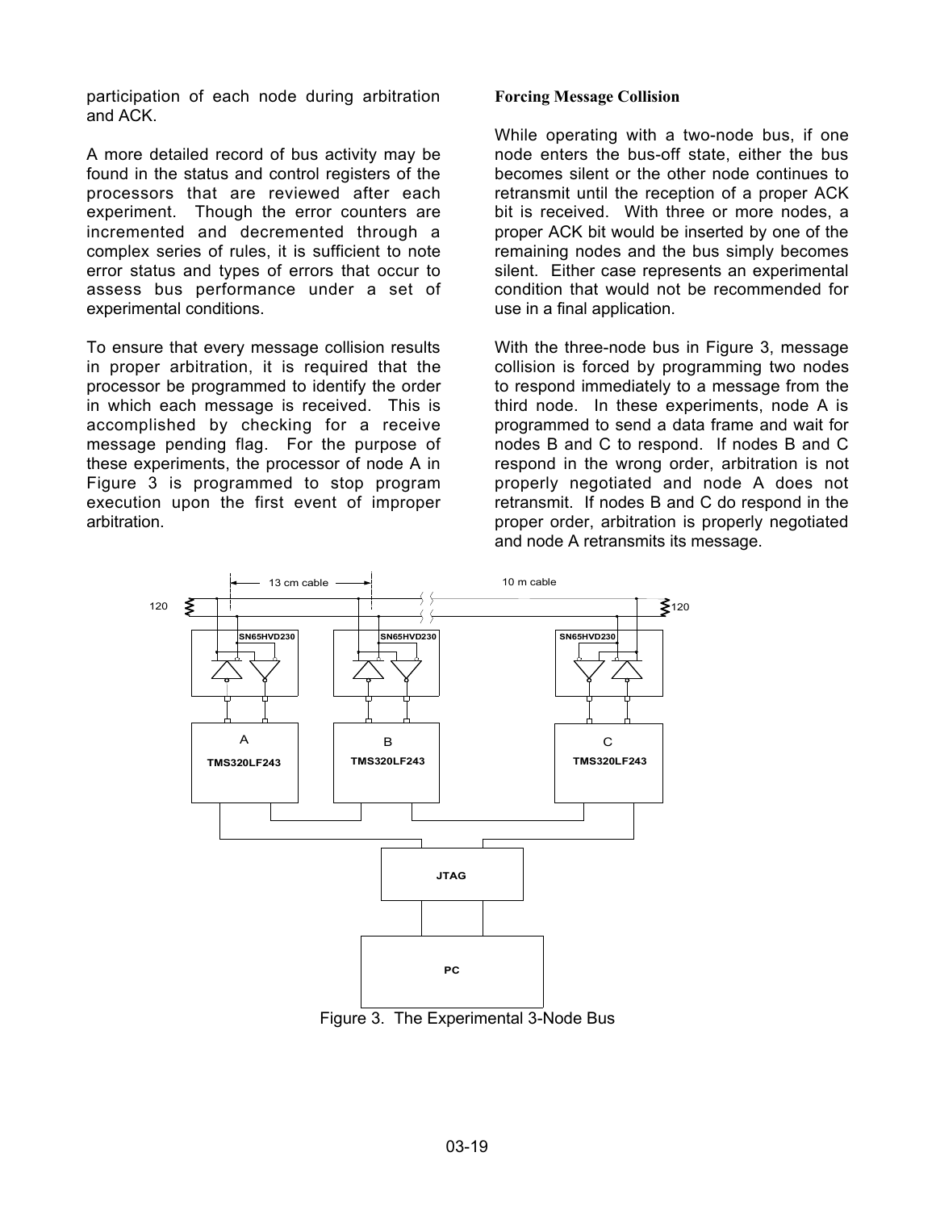participation of each node during arbitration and ACK.

A more detailed record of bus activity may be found in the status and control registers of the processors that are reviewed after each experiment. Though the error counters are incremented and decremented through a complex series of rules, it is sufficient to note error status and types of errors that occur to assess bus performance under a set of experimental conditions.

To ensure that every message collision results in proper arbitration, it is required that the processor be programmed to identify the order in which each message is received. This is accomplished by checking for a receive message pending flag. For the purpose of these experiments, the processor of node A in Figure 3 is programmed to stop program execution upon the first event of improper arbitration.

**Forcing Message Collision**

While operating with a two-node bus, if one node enters the bus-off state, either the bus becomes silent or the other node continues to retransmit until the reception of a proper ACK bit is received. With three or more nodes, a proper ACK bit would be inserted by one of the remaining nodes and the bus simply becomes silent. Either case represents an experimental condition that would not be recommended for use in a final application.

With the three-node bus in Figure 3, message collision is forced by programming two nodes to respond immediately to a message from the third node. In these experiments, node A is programmed to send a data frame and wait for nodes B and C to respond. If nodes B and C respond in the wrong order, arbitration is not properly negotiated and node A does not retransmit. If nodes B and C do respond in the proper order, arbitration is properly negotiated and node A retransmits its message.

Figure 3. The Experimental 3-Node Bus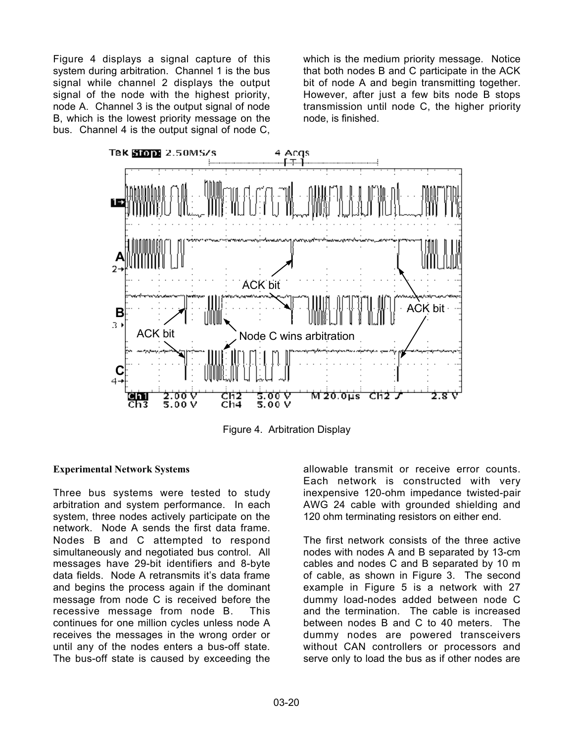Figure 4 displays a signal capture of this system during arbitration. Channel 1 is the bus signal while channel 2 displays the output signal of the node with the highest priority, node A. Channel 3 is the output signal of node B, which is the lowest priority message on the bus. Channel 4 is the output signal of node C, which is the medium priority message. Notice that both nodes B and C participate in the ACK bit of node A and begin transmitting together. However, after just a few bits node B stops transmission until node C, the higher priority node, is finished.

Figure 4. Arbitration Display

**Experimental Network Systems**

Three bus systems were tested to study arbitration and system performance. In each system, three nodes actively participate on the network. Node A sends the first data frame. Nodes B and C attempted to respond simultaneously and negotiated bus control. All messages have 29-bit identifiers and 8-byte data fields. Node A retransmits it's data frame and begins the process again if the dominant message from node C is received before the recessive message from node B. This continues for one million cycles unless node A receives the messages in the wrong order or until any of the nodes enters a bus-off state. The bus-off state is caused by exceeding the allowable transmit or receive error counts. Each network is constructed with very inexpensive 120-ohm impedance twisted-pair AWG 24 cable with grounded shielding and 120 ohm terminating resistors on either end.

The first network consists of the three active nodes with nodes A and B separated by 13-cm cables and nodes C and B separated by 10 m of cable, as shown in Figure 3. The second example in Figure 5 is a network with 27 dummy load-nodes added between node C and the termination. The cable is increased between nodes B and C to 40 meters. The dummy nodes are powered transceivers without CAN controllers or processors and serve only to load the bus as if other nodes are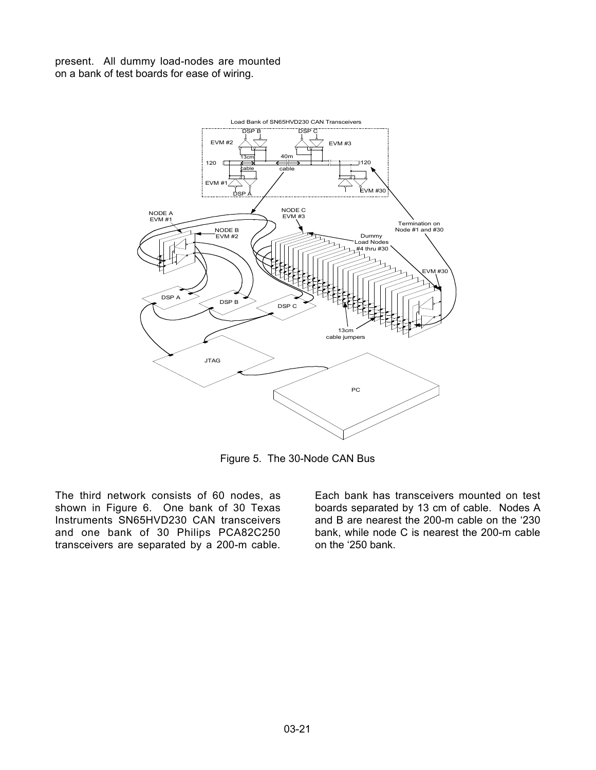present. All dummy load-nodes are mounted on a bank of test boards for ease of wiring.

Figure 5. The 30-Node CAN Bus

The third network consists of 60 nodes, as shown in Figure 6. One bank of 30 Texas Instruments SN65HVD230 CAN transceivers and one bank of 30 Philips PCA82C250 transceivers are separated by a 200-m cable. Each bank has transceivers mounted on test boards separated by 13 cm of cable. Nodes A and B are nearest the 200-m cable on the '230 bank, while node C is nearest the 200-m cable on the '250 bank.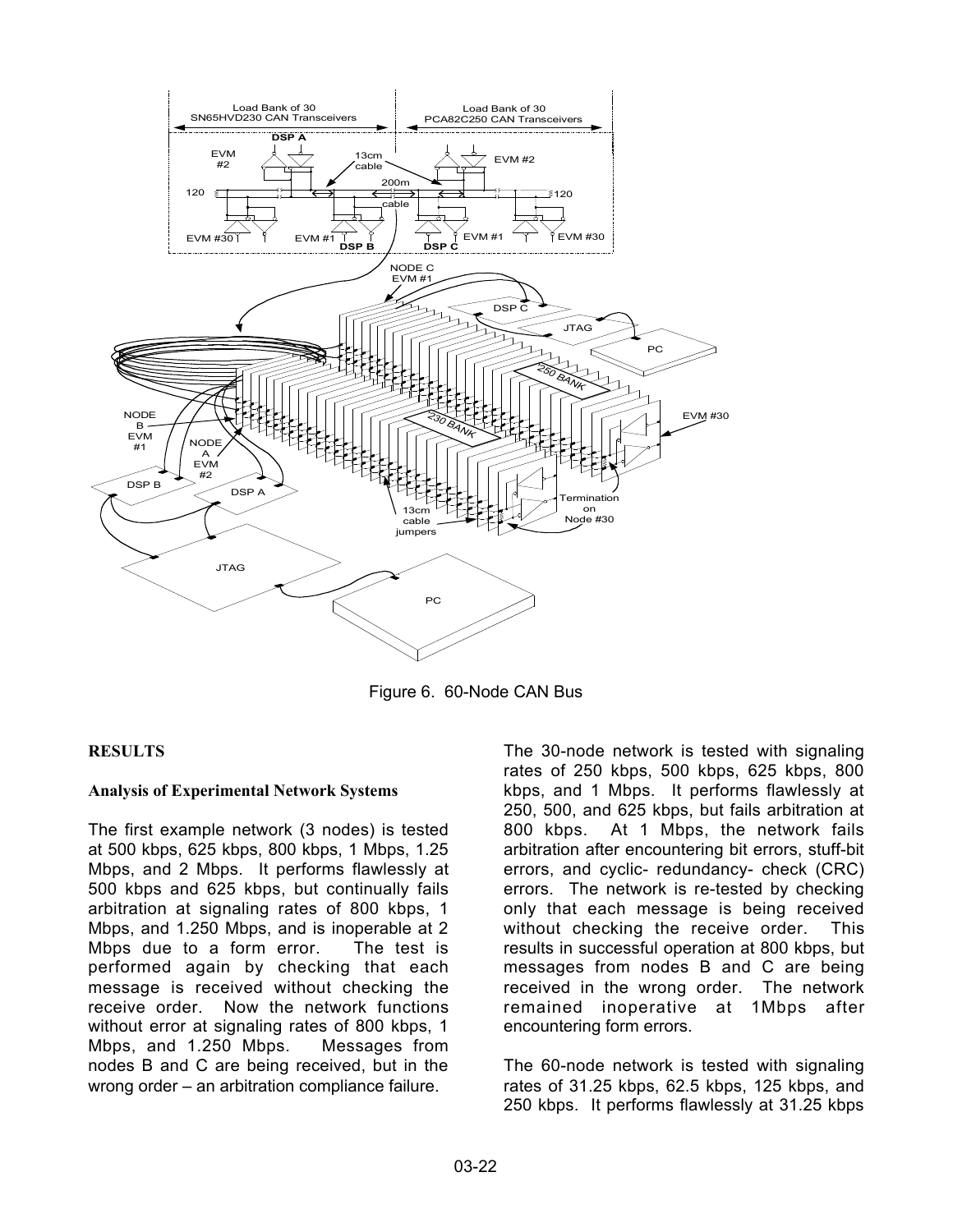Figure 6. 60-Node CAN Bus

## RESULTS

### Analysis of Experimental Network Systems

The first example network (3 nodes) is tested at 500 kbps, 625 kbps, 800 kbps, 1 Mbps, 1.25 Mbps, and 2 Mbps. It performs flawlessly at 500 kbps and 625 kbps, but continually fails arbitration at signaling rates of 800 kbps, 1 Mbps, and 1.250 Mbps, and is inoperable at 2 Mbps due to a form error. The test is performed again by checking that each message is received without checking the receive order. Now the network functions without error at signaling rates of 800 kbps, 1 Mbps, and 1.250 Mbps. Messages from nodes B and C are being received, but in the wrong order – an arbitration compliance failure.

The 30-node network is tested with signaling rates of 250 kbps, 500 kbps, 625 kbps, 800 kbps, and 1 Mbps. It performs flawlessly at 250, 500, and 625 kbps, but fails arbitration at 800 kbps. At 1 Mbps, the network fails arbitration after encountering bit errors, stuff-bit errors, and cyclic- redundancy- check (CRC) errors. The network is re-tested by checking only that each message is being received without checking the receive order. This results in successful operation at 800 kbps, but messages from nodes B and C are being received in the wrong order. The network remained inoperative at 1Mbps after encountering form errors.

The 60-node network is tested with signaling rates of 31.25 kbps, 62.5 kbps, 125 kbps, and 250 kbps. It performs flawlessly at 31.25 kbps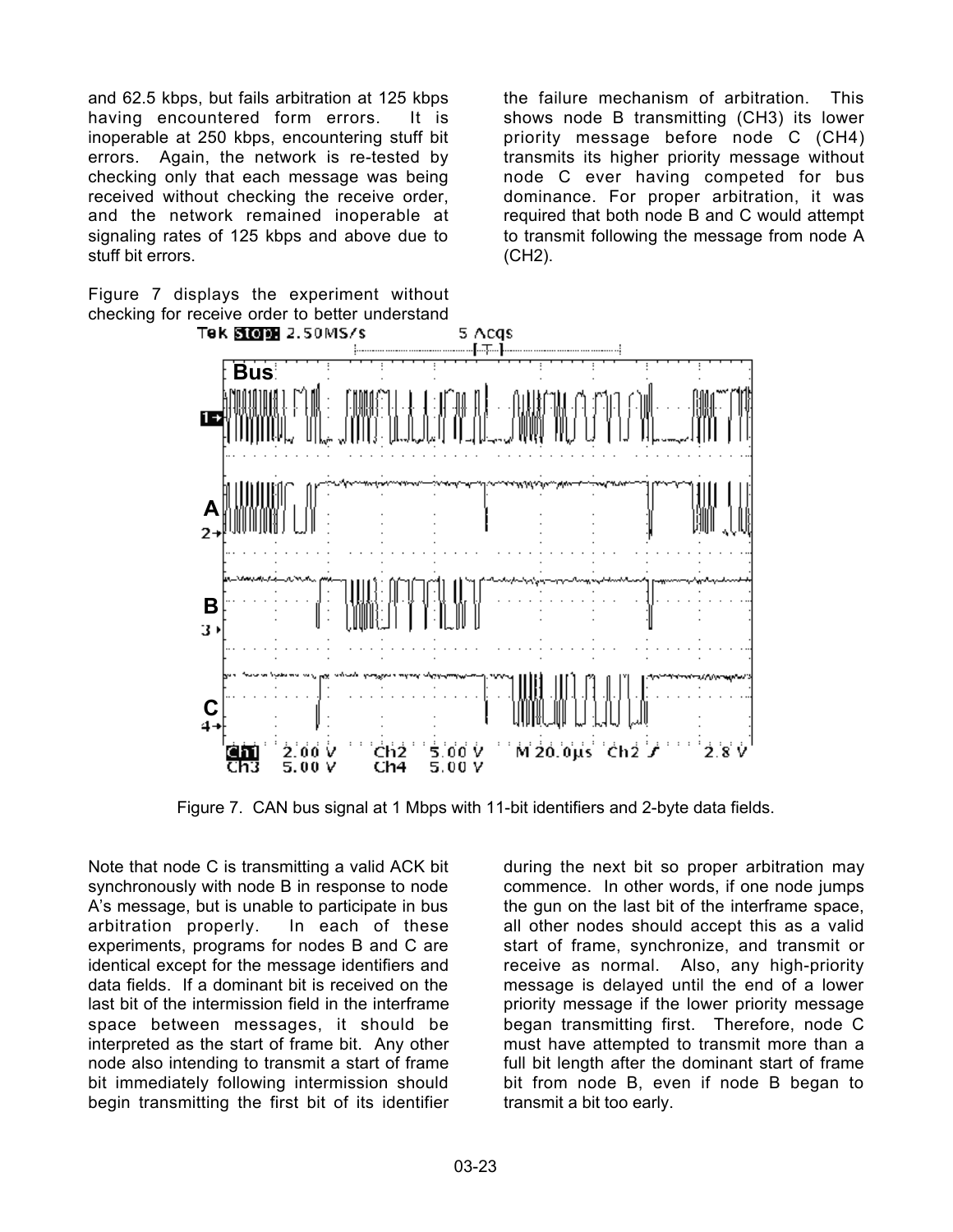and 62.5 kbps, but fails arbitration at 125 kbps having encountered form errors. It is inoperable at 250 kbps, encountering stuff bit errors. Again, the network is re-tested by checking only that each message was being received without checking the receive order, and the network remained inoperable at signaling rates of 125 kbps and above due to stuff bit errors.

Figure 7 displays the experiment without checking for receive order to better understand the failure mechanism of arbitration. This shows node B transmitting (CH3) its lower priority message before node C (CH4) transmits its higher priority message without node C ever having competed for bus dominance. For proper arbitration, it was required that both node B and C would attempt to transmit following the message from node A (CH2).

Figure 7. CAN bus signal at 1 Mbps with 11-bit identifiers and 2-byte data fields.

Note that node C is transmitting a valid ACK bit synchronously with node B in response to node A's message, but is unable to participate in bus arbitration properly. In each of these experiments, programs for nodes B and C are identical except for the message identifiers and data fields. If a dominant bit is received on the last bit of the intermission field in the interframe space between messages, it should be interpreted as the start of frame bit. Any other node also intending to transmit a start of frame bit immediately following intermission should begin transmitting the first bit of its identifier during the next bit so proper arbitration may commence. In other words, if one node jumps the gun on the last bit of the interframe space, all other nodes should accept this as a valid start of frame, synchronize, and transmit or receive as normal. Also, any high-priority message is delayed until the end of a lower priority message if the lower priority message began transmitting first. Therefore, node C must have attempted to transmit more than a full bit length after the dominant start of frame bit from node B, even if node B began to transmit a bit too early.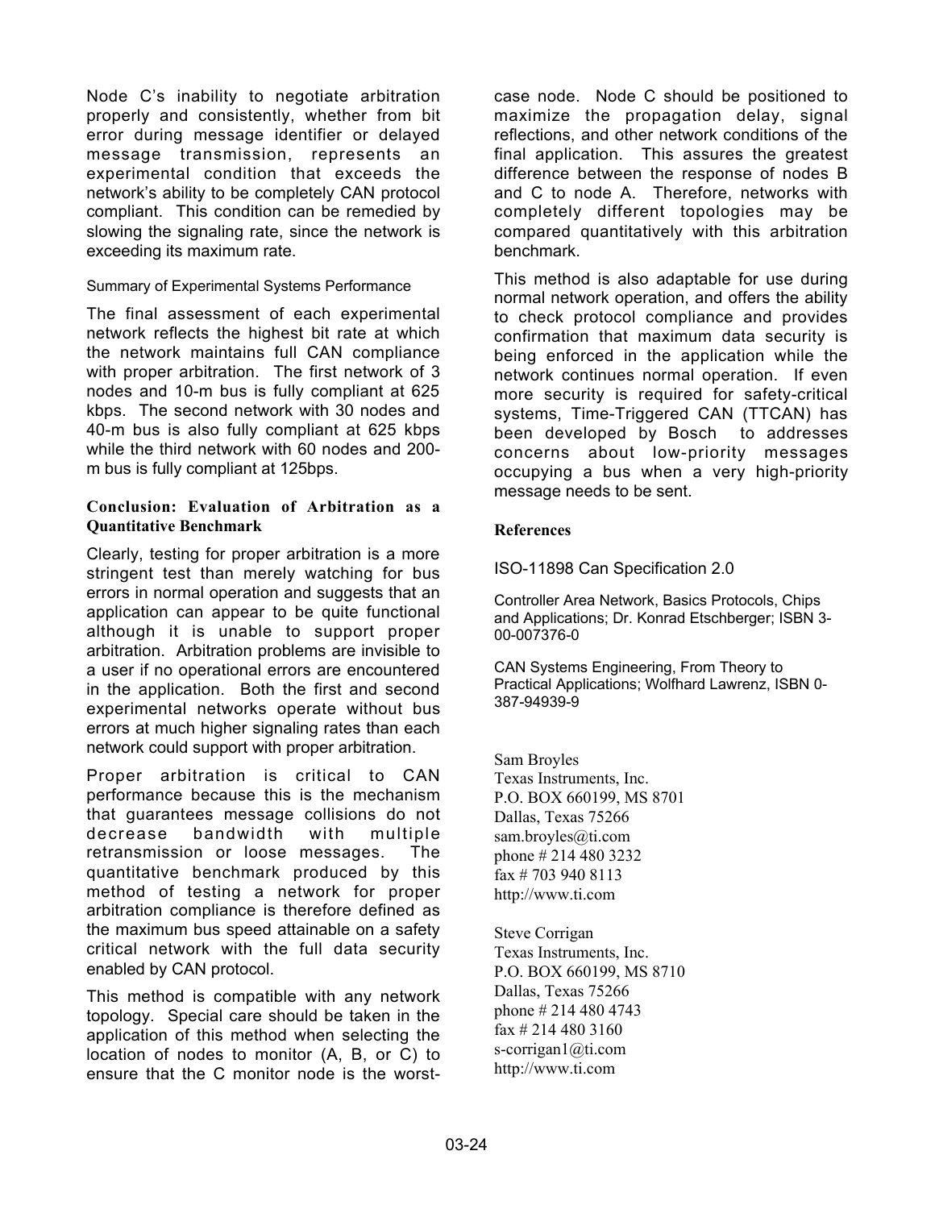Node C's inability to negotiate arbitration properly and consistently, whether from bit error during message identifier or delayed message transmission, represents an experimental condition that exceeds the network's ability to be completely CAN protocol compliant. This condition can be remedied by slowing the signaling rate, since the network is exceeding its maximum rate.

### Summary of Experimental Systems Performance

The final assessment of each experimental network reflects the highest bit rate at which the network maintains full CAN compliance with proper arbitration. The first network of 3 nodes and 10-m bus is fully compliant at 625 kbps. The second network with 30 nodes and 40-m bus is also fully compliant at 625 kbps while the third network with 60 nodes and 200-m bus is fully compliant at 125bps.

## Conclusion: Evaluation of Arbitration as a Quantitative Benchmark

Clearly, testing for proper arbitration is a more stringent test than merely watching for bus errors in normal operation and suggests that an application can appear to be quite functional although it is unable to support proper arbitration. Arbitration problems are invisible to a user if no operational errors are encountered in the application. Both the first and second experimental networks operate without bus errors at much higher signaling rates than each network could support with proper arbitration.

Proper arbitration is critical to CAN performance because this is the mechanism that guarantees message collisions do not decrease bandwidth with multiple retransmission or loose messages. The quantitative benchmark produced by this method of testing a network for proper arbitration compliance is therefore defined as the maximum bus speed attainable on a safety critical network with the full data security enabled by CAN protocol.

This method is compatible with any network topology. Special care should be taken in the application of this method when selecting the location of nodes to monitor (A, B, or C) to ensure that the C monitor node is the worst-case node. Node C should be positioned to maximize the propagation delay, signal reflections, and other network conditions of the final application. This assures the greatest difference between the response of nodes B and C to node A. Therefore, networks with completely different topologies may be compared quantitatively with this arbitration benchmark.

This method is also adaptable for use during normal network operation, and offers the ability to check protocol compliance and provides confirmation that maximum data security is being enforced in the application while the network continues normal operation. If even more security is required for safety-critical systems, Time-Triggered CAN (TTCAN) has been developed by Bosch to addresses concerns about low-priority messages occupying a bus when a very high-priority message needs to be sent.

## References

ISO-11898 Can Specification 2.0

Controller Area Network, Basics Protocols, Chips and Applications; Dr. Konrad Etschberger; ISBN 3-00-007376-0

CAN Systems Engineering, From Theory to Practical Applications; Wolfhard Lawrenz, ISBN 0-387-94939-9

Sam Broyles
Texas Instruments, Inc.
P.O. BOX 660199, MS 8701
Dallas, Texas 75266
sam.broyles@ti.com
phone # 214 480 3232
fax # 703 940 8113
http://www.ti.com

Steve Corrigan
Texas Instruments, Inc.
P.O. BOX 660199, MS 8710
Dallas, Texas 75266
phone # 214 480 4743
fax # 214 480 3160
s-corrigan1@ti.com
http://www.ti.com